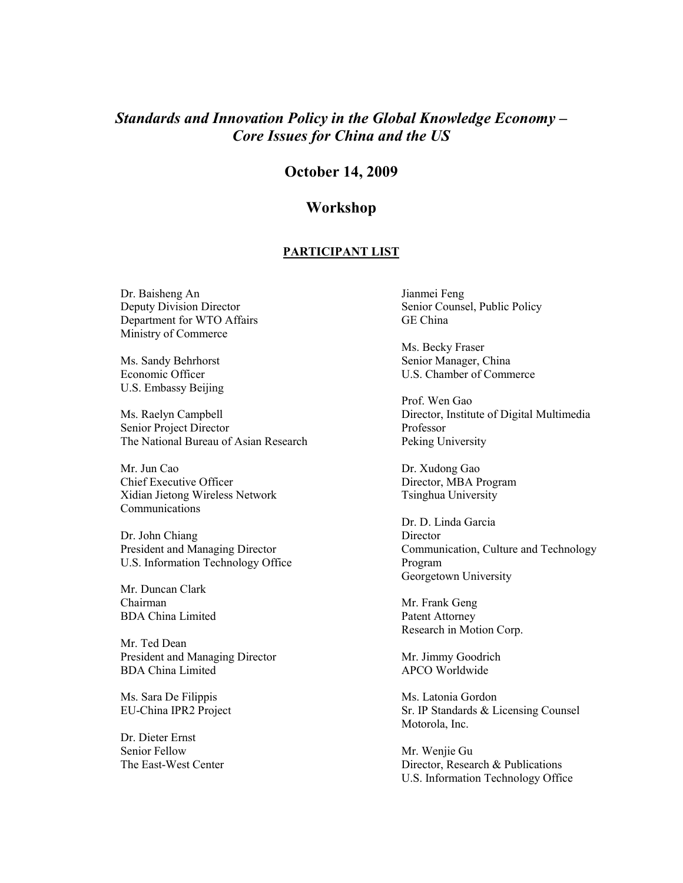# *Standards and Innovation Policy in the Global Knowledge Economy – Core Issues for China and the US*

## October 14, 2009

## Workshop

**PARTICIPANT LIST**

Dr. Baisheng An  
Deputy Division Director  
Department for WTO Affairs  
Ministry of Commerce

Ms. Sandy Behrhorst  
Economic Officer  
U.S. Embassy Beijing

Ms. Raelyn Campbell  
Senior Project Director  
The National Bureau of Asian Research

Mr. Jun Cao  
Chief Executive Officer  
Xidian Jietong Wireless Network Communications

Dr. John Chiang  
President and Managing Director  
U.S. Information Technology Office

Mr. Duncan Clark  
Chairman  
BDA China Limited

Mr. Ted Dean  
President and Managing Director  
BDA China Limited

Ms. Sara De Filippis  
EU-China IPR2 Project

Dr. Dieter Ernst  
Senior Fellow  
The East-West Center

Jianmei Feng  
Senior Counsel, Public Policy  
GE China

Ms. Becky Fraser  
Senior Manager, China  
U.S. Chamber of Commerce

Prof. Wen Gao  
Director, Institute of Digital Multimedia  
Professor  
Peking University

Dr. Xudong Gao  
Director, MBA Program  
Tsinghua University

Dr. D. Linda Garcia  
Director  
Communication, Culture and Technology Program  
Georgetown University

Mr. Frank Geng  
Patent Attorney  
Research in Motion Corp.

Mr. Jimmy Goodrich  
APCO Worldwide

Ms. Latonia Gordon  
Sr. IP Standards & Licensing Counsel  
Motorola, Inc.

Mr. Wenjie Gu  
Director, Research & Publications  
U.S. Information Technology Office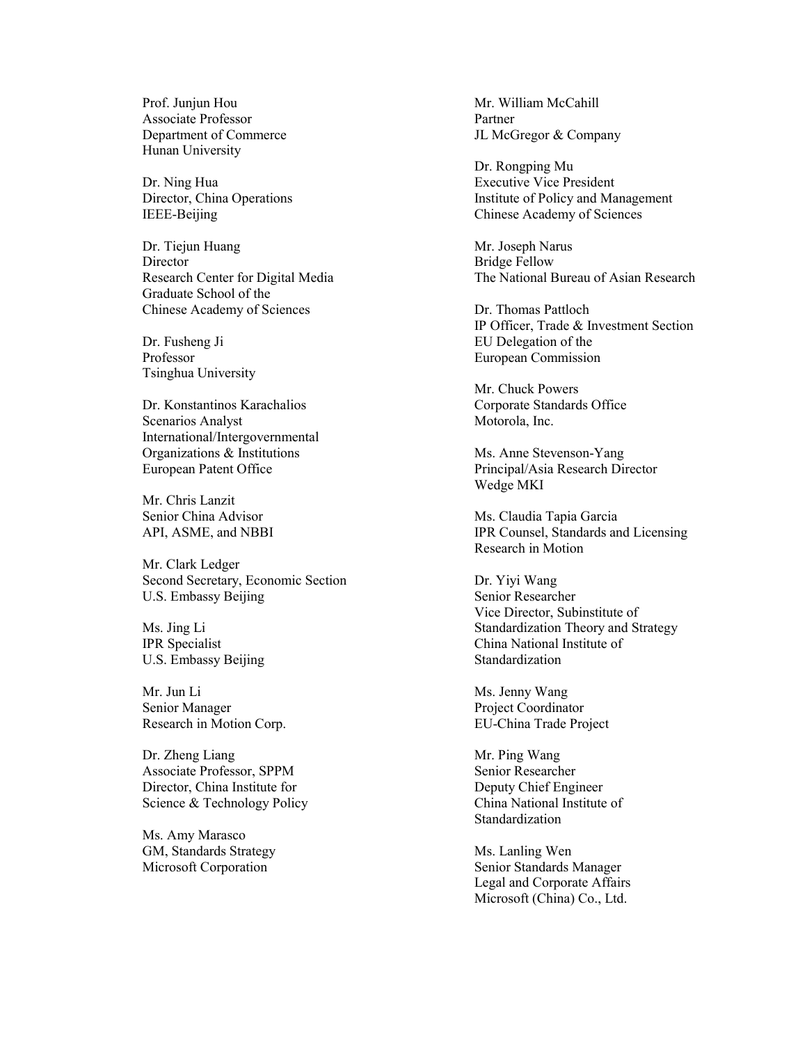Prof. Junjun Hou
Associate Professor
Department of Commerce
Hunan University

Dr. Ning Hua
Director, China Operations
IEEE-Beijing

Dr. Tiejun Huang
Director
Research Center for Digital Media
Graduate School of the
Chinese Academy of Sciences

Dr. Fusheng Ji
Professor
Tsinghua University

Dr. Konstantinos Karachalios
Scenarios Analyst
International/Intergovernmental
Organizations & Institutions
European Patent Office

Mr. Chris Lanzit
Senior China Advisor
API, ASME, and NBBI

Mr. Clark Ledger
Second Secretary, Economic Section
U.S. Embassy Beijing

Ms. Jing Li
IPR Specialist
U.S. Embassy Beijing

Mr. Jun Li
Senior Manager
Research in Motion Corp.

Dr. Zheng Liang
Associate Professor, SPPM
Director, China Institute for
Science & Technology Policy

Ms. Amy Marasco
GM, Standards Strategy
Microsoft Corporation

Mr. William McCahill
Partner
JL McGregor & Company

Dr. Rongping Mu
Executive Vice President
Institute of Policy and Management
Chinese Academy of Sciences

Mr. Joseph Narus
Bridge Fellow
The National Bureau of Asian Research

Dr. Thomas Pattloch
IP Officer, Trade & Investment Section
EU Delegation of the
European Commission

Mr. Chuck Powers
Corporate Standards Office
Motorola, Inc.

Ms. Anne Stevenson-Yang
Principal/Asia Research Director
Wedge MKI

Ms. Claudia Tapia Garcia
IPR Counsel, Standards and Licensing
Research in Motion

Dr. Yiyi Wang
Senior Researcher
Vice Director, Subinstitute of
Standardization Theory and Strategy
China National Institute of
Standardization

Ms. Jenny Wang
Project Coordinator
EU-China Trade Project

Mr. Ping Wang
Senior Researcher
Deputy Chief Engineer
China National Institute of
Standardization

Ms. Lanling Wen
Senior Standards Manager
Legal and Corporate Affairs
Microsoft (China) Co., Ltd.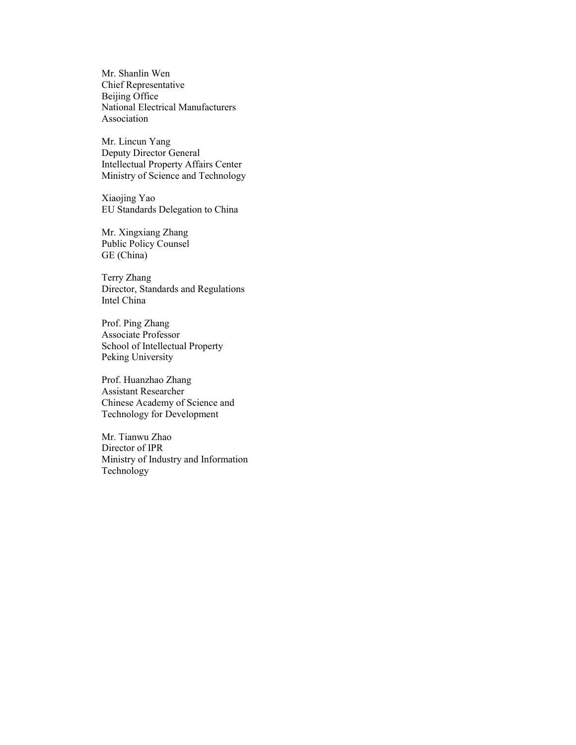Mr. Shanlin Wen
Chief Representative
Beijing Office
National Electrical Manufacturers Association

Mr. Lincun Yang
Deputy Director General
Intellectual Property Affairs Center
Ministry of Science and Technology

Xiaojing Yao
EU Standards Delegation to China

Mr. Xingxiang Zhang
Public Policy Counsel
GE (China)

Terry Zhang
Director, Standards and Regulations
Intel China

Prof. Ping Zhang
Associate Professor
School of Intellectual Property
Peking University

Prof. Huanzhao Zhang
Assistant Researcher
Chinese Academy of Science and Technology for Development

Mr. Tianwu Zhao
Director of IPR
Ministry of Industry and Information Technology